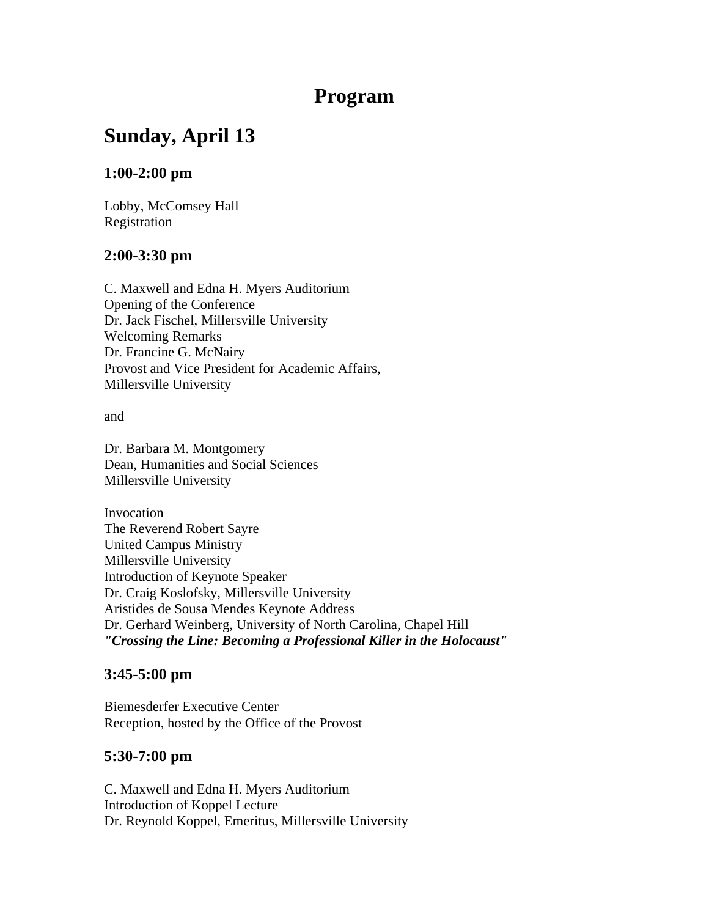# Program

## Sunday, April 13

### 1:00-2:00 pm

Lobby, McComsey Hall
Registration

### 2:00-3:30 pm

C. Maxwell and Edna H. Myers Auditorium
Opening of the Conference
Dr. Jack Fischel, Millersville University
Welcoming Remarks
Dr. Francine G. McNairy
Provost and Vice President for Academic Affairs,
Millersville University

and

Dr. Barbara M. Montgomery
Dean, Humanities and Social Sciences
Millersville University

Invocation
The Reverend Robert Sayre
United Campus Ministry
Millersville University
Introduction of Keynote Speaker
Dr. Craig Koslofsky, Millersville University
Aristides de Sousa Mendes Keynote Address
Dr. Gerhard Weinberg, University of North Carolina, Chapel Hill
***"Crossing the Line: Becoming a Professional Killer in the Holocaust"***

### 3:45-5:00 pm

Biemesderfer Executive Center
Reception, hosted by the Office of the Provost

### 5:30-7:00 pm

C. Maxwell and Edna H. Myers Auditorium
Introduction of Koppel Lecture
Dr. Reynold Koppel, Emeritus, Millersville University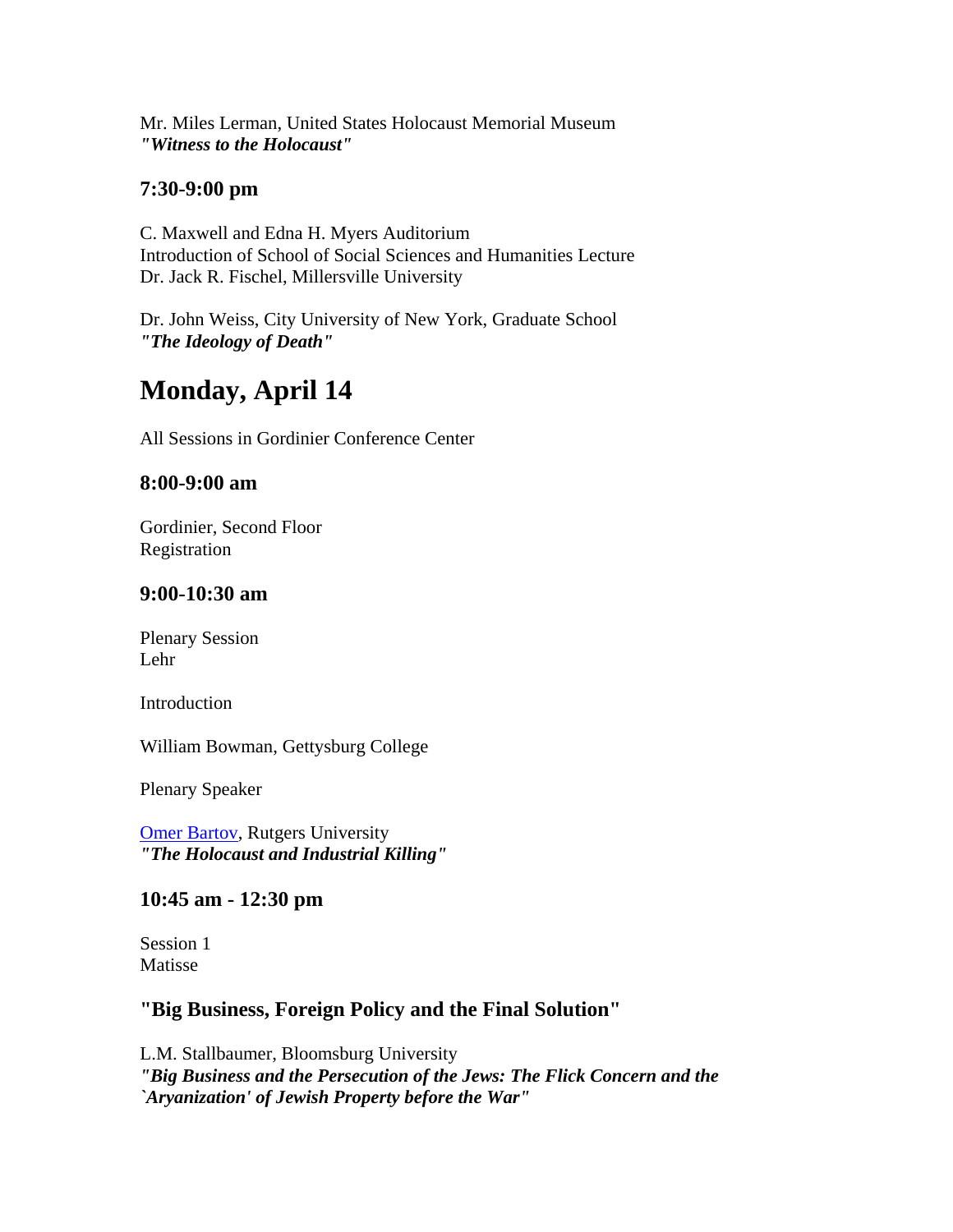Mr. Miles Lerman, United States Holocaust Memorial Museum
***"Witness to the Holocaust"***

### 7:30-9:00 pm

C. Maxwell and Edna H. Myers Auditorium
Introduction of School of Social Sciences and Humanities Lecture
Dr. Jack R. Fischel, Millersville University

Dr. John Weiss, City University of New York, Graduate School
***"The Ideology of Death"***

## Monday, April 14

All Sessions in Gordinier Conference Center

### 8:00-9:00 am

Gordinier, Second Floor
Registration

### 9:00-10:30 am

Plenary Session
Lehr

Introduction

William Bowman, Gettysburg College

Plenary Speaker

Omer Bartov, Rutgers University
***"The Holocaust and Industrial Killing"***

### 10:45 am - 12:30 pm

Session 1
Matisse

### "Big Business, Foreign Policy and the Final Solution"

L.M. Stallbaumer, Bloomsburg University
***"Big Business and the Persecution of the Jews: The Flick Concern and the `Aryanization' of Jewish Property before the War"***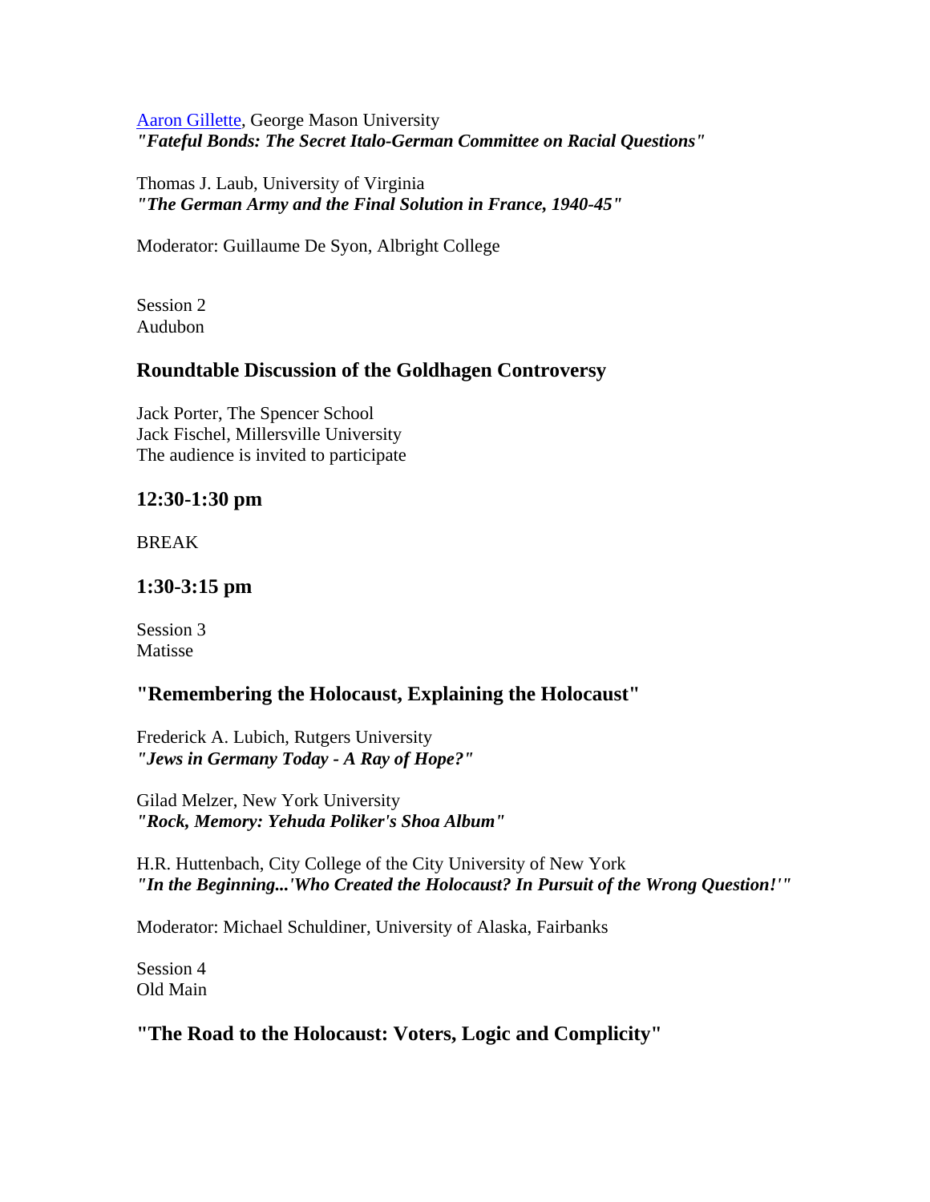[Aaron Gillette](), George Mason University
***"Fateful Bonds: The Secret Italo-German Committee on Racial Questions"***

Thomas J. Laub, University of Virginia
***"The German Army and the Final Solution in France, 1940-45"***

Moderator: Guillaume De Syon, Albright College

Session 2
Audubon

### Roundtable Discussion of the Goldhagen Controversy

Jack Porter, The Spencer School
Jack Fischel, Millersville University
The audience is invited to participate

### 12:30-1:30 pm

BREAK

### 1:30-3:15 pm

Session 3
Matisse

### "Remembering the Holocaust, Explaining the Holocaust"

Frederick A. Lubich, Rutgers University
***"Jews in Germany Today - A Ray of Hope?"***

Gilad Melzer, New York University
***"Rock, Memory: Yehuda Poliker's Shoa Album"***

H.R. Huttenbach, City College of the City University of New York
***"In the Beginning...'Who Created the Holocaust? In Pursuit of the Wrong Question!'"***

Moderator: Michael Schuldiner, University of Alaska, Fairbanks

Session 4
Old Main

### "The Road to the Holocaust: Voters, Logic and Complicity"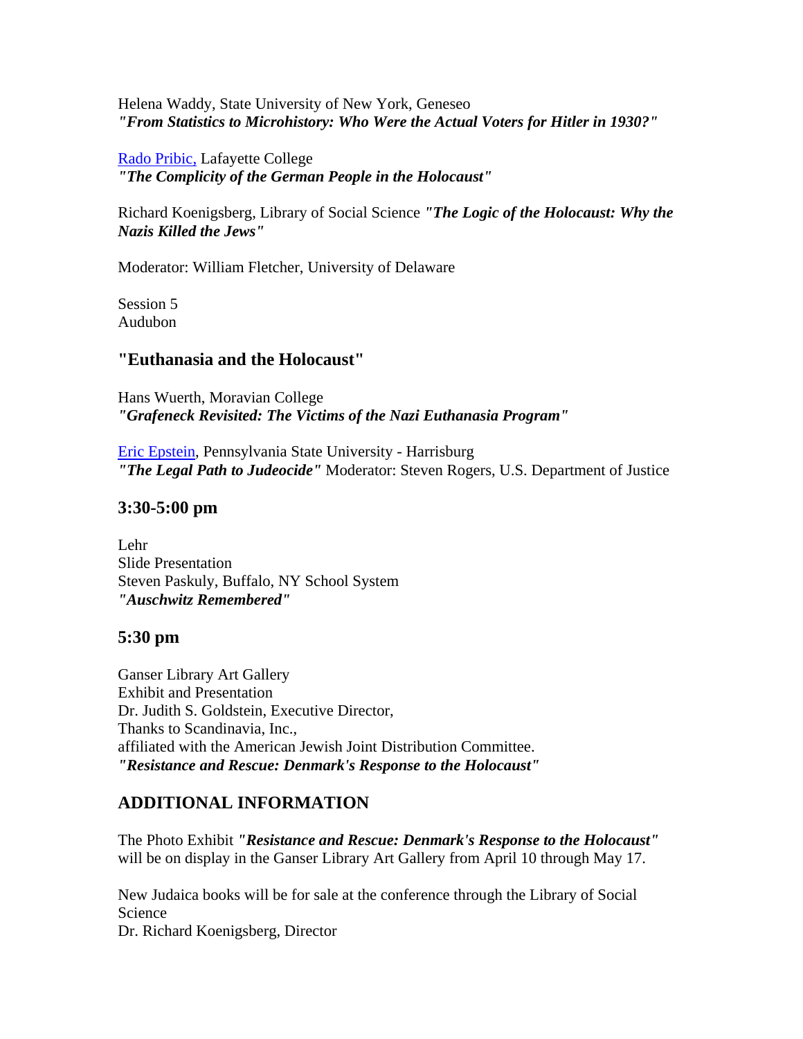Helena Waddy, State University of New York, Geneseo
***"From Statistics to Microhistory: Who Were the Actual Voters for Hitler in 1930?"***

Rado Pribic, Lafayette College
***"The Complicity of the German People in the Holocaust"***

Richard Koenigsberg, Library of Social Science ***"The Logic of the Holocaust: Why the Nazis Killed the Jews"***

Moderator: William Fletcher, University of Delaware

Session 5
Audubon

### "Euthanasia and the Holocaust"

Hans Wuerth, Moravian College
***"Grafeneck Revisited: The Victims of the Nazi Euthanasia Program"***

Eric Epstein, Pennsylvania State University - Harrisburg
***"The Legal Path to Judeocide"*** Moderator: Steven Rogers, U.S. Department of Justice

### 3:30-5:00 pm

Lehr
Slide Presentation
Steven Paskuly, Buffalo, NY School System
***"Auschwitz Remembered"***

### 5:30 pm

Ganser Library Art Gallery
Exhibit and Presentation
Dr. Judith S. Goldstein, Executive Director,
Thanks to Scandinavia, Inc.,
affiliated with the American Jewish Joint Distribution Committee.
***"Resistance and Rescue: Denmark's Response to the Holocaust"***

## ADDITIONAL INFORMATION

The Photo Exhibit ***"Resistance and Rescue: Denmark's Response to the Holocaust"*** will be on display in the Ganser Library Art Gallery from April 10 through May 17.

New Judaica books will be for sale at the conference through the Library of Social Science
Dr. Richard Koenigsberg, Director